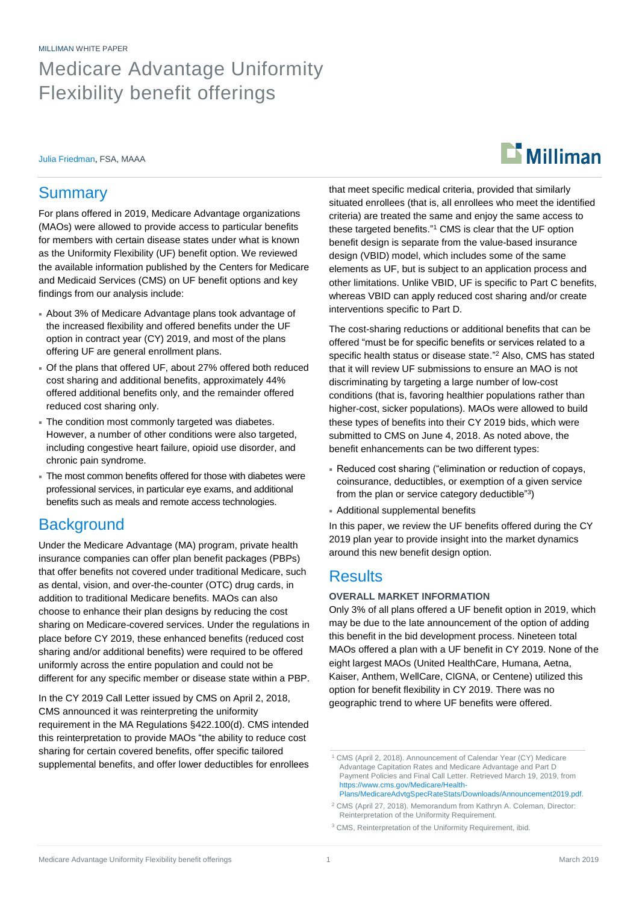MILLIMAN WHITE PAPER

# Medicare Advantage Uniformity Flexibility benefit offerings

Julia Friedman, FSA, MAAA

## Summary

For plans offered in 2019, Medicare Advantage organizations (MAOs) were allowed to provide access to particular benefits for members with certain disease states under what is known as the Uniformity Flexibility (UF) benefit option. We reviewed the available information published by the Centers for Medicare and Medicaid Services (CMS) on UF benefit options and key findings from our analysis include:

- About 3% of Medicare Advantage plans took advantage of the increased flexibility and offered benefits under the UF option in contract year (CY) 2019, and most of the plans offering UF are general enrollment plans.
- Of the plans that offered UF, about 27% offered both reduced cost sharing and additional benefits, approximately 44% offered additional benefits only, and the remainder offered reduced cost sharing only.
- The condition most commonly targeted was diabetes. However, a number of other conditions were also targeted, including congestive heart failure, opioid use disorder, and chronic pain syndrome.
- The most common benefits offered for those with diabetes were professional services, in particular eye exams, and additional benefits such as meals and remote access technologies.

## Background

Under the Medicare Advantage (MA) program, private health insurance companies can offer plan benefit packages (PBPs) that offer benefits not covered under traditional Medicare, such as dental, vision, and over-the-counter (OTC) drug cards, in addition to traditional Medicare benefits. MAOs can also choose to enhance their plan designs by reducing the cost sharing on Medicare-covered services. Under the regulations in place before CY 2019, these enhanced benefits (reduced cost sharing and/or additional benefits) were required to be offered uniformly across the entire population and could not be different for any specific member or disease state within a PBP.

In the CY 2019 Call Letter issued by CMS on April 2, 2018, CMS announced it was reinterpreting the uniformity requirement in the MA Regulations §422.100(d). CMS intended this reinterpretation to provide MAOs "the ability to reduce cost sharing for certain covered benefits, offer specific tailored supplemental benefits, and offer lower deductibles for enrollees that meet specific medical criteria, provided that similarly situated enrollees (that is, all enrollees who meet the identified criteria) are treated the same and enjoy the same access to these targeted benefits."[1] CMS is clear that the UF option benefit design is separate from the value-based insurance design (VBID) model, which includes some of the same elements as UF, but is subject to an application process and other limitations. Unlike VBID, UF is specific to Part C benefits, whereas VBID can apply reduced cost sharing and/or create interventions specific to Part D.

The cost-sharing reductions or additional benefits that can be offered "must be for specific benefits or services related to a specific health status or disease state."[2] Also, CMS has stated that it will review UF submissions to ensure an MAO is not discriminating by targeting a large number of low-cost conditions (that is, favoring healthier populations rather than higher-cost, sicker populations). MAOs were allowed to build these types of benefits into their CY 2019 bids, which were submitted to CMS on June 4, 2018. As noted above, the benefit enhancements can be two different types:

- Reduced cost sharing ("elimination or reduction of copays, coinsurance, deductibles, or exemption of a given service from the plan or service category deductible"[3])
- Additional supplemental benefits

In this paper, we review the UF benefits offered during the CY 2019 plan year to provide insight into the market dynamics around this new benefit design option.

## Results

### OVERALL MARKET INFORMATION

Only 3% of all plans offered a UF benefit option in 2019, which may be due to the late announcement of the option of adding this benefit in the bid development process. Nineteen total MAOs offered a plan with a UF benefit in CY 2019. None of the eight largest MAOs (United HealthCare, Humana, Aetna, Kaiser, Anthem, WellCare, CIGNA, or Centene) utilized this option for benefit flexibility in CY 2019. There was no geographic trend to where UF benefits were offered.

---

[1] CMS (April 2, 2018). Announcement of Calendar Year (CY) Medicare Advantage Capitation Rates and Medicare Advantage and Part D Payment Policies and Final Call Letter. Retrieved March 19, 2019, from https://www.cms.gov/Medicare/Health-Plans/MedicareAdvtgSpecRateStats/Downloads/Announcement2019.pdf.

[2] CMS (April 27, 2018). Memorandum from Kathryn A. Coleman, Director: Reinterpretation of the Uniformity Requirement.

[3] CMS, Reinterpretation of the Uniformity Requirement, ibid.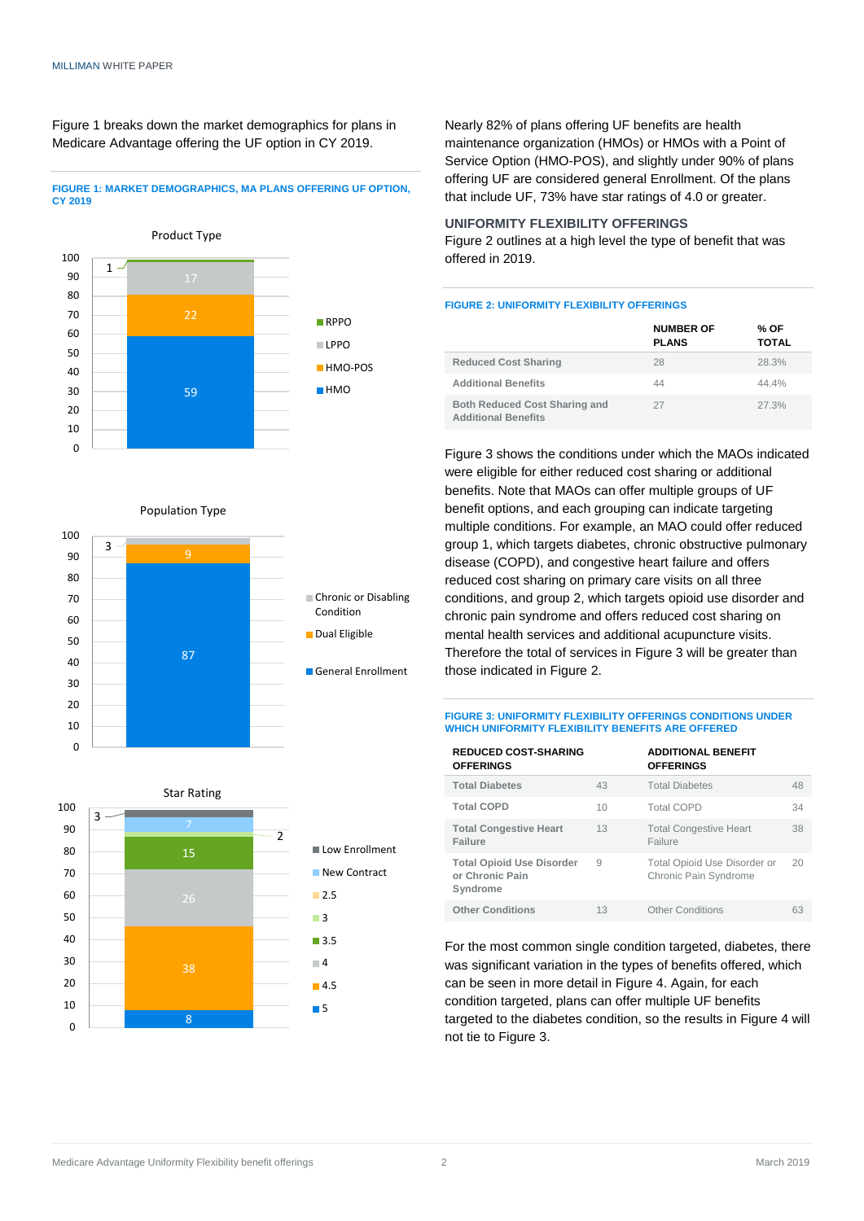Figure 1 breaks down the market demographics for plans in Medicare Advantage offering the UF option in CY 2019.

**FIGURE 1: MARKET DEMOGRAPHICS, MA PLANS OFFERING UF OPTION, CY 2019**

Product Type

| Product Type | % |
|---|---|
| HMO | 59 |
| HMO-POS | 22 |
| LPPO | 17 |
| RPPO | 1 |

Population Type

| Population Type | % |
|---|---|
| General Enrollment | 87 |
| Dual Eligible | 9 |
| Chronic or Disabling Condition | 3 |

Star Rating

| Star Rating | % |
|---|---|
| 5 | 8 |
| 4.5 | 38 |
| 4 | 26 |
| 3.5 | 15 |
| 3 | 2 |
| 2.5 | |
| New Contract | 7 |
| Low Enrollment | 3 |

Nearly 82% of plans offering UF benefits are health maintenance organization (HMOs) or HMOs with a Point of Service Option (HMO-POS), and slightly under 90% of plans offering UF are considered general Enrollment. Of the plans that include UF, 73% have star ratings of 4.0 or greater.

## UNIFORMITY FLEXIBILITY OFFERINGS

Figure 2 outlines at a high level the type of benefit that was offered in 2019.

**FIGURE 2: UNIFORMITY FLEXIBILITY OFFERINGS**

| | NUMBER OF PLANS | % OF TOTAL |
|---|---|---|
| Reduced Cost Sharing | 28 | 28.3% |
| Additional Benefits | 44 | 44.4% |
| Both Reduced Cost Sharing and Additional Benefits | 27 | 27.3% |

Figure 3 shows the conditions under which the MAOs indicated were eligible for either reduced cost sharing or additional benefits. Note that MAOs can offer multiple groups of UF benefit options, and each grouping can indicate targeting multiple conditions. For example, an MAO could offer reduced group 1, which targets diabetes, chronic obstructive pulmonary disease (COPD), and congestive heart failure and offers reduced cost sharing on primary care visits on all three conditions, and group 2, which targets opioid use disorder and chronic pain syndrome and offers reduced cost sharing on mental health services and additional acupuncture visits. Therefore the total of services in Figure 3 will be greater than those indicated in Figure 2.

**FIGURE 3: UNIFORMITY FLEXIBILITY OFFERINGS CONDITIONS UNDER WHICH UNIFORMITY FLEXIBILITY BENEFITS ARE OFFERED**

| REDUCED COST-SHARING OFFERINGS | | ADDITIONAL BENEFIT OFFERINGS | |
|---|---|---|---|
| Total Diabetes | 43 | Total Diabetes | 48 |
| Total COPD | 10 | Total COPD | 34 |
| Total Congestive Heart Failure | 13 | Total Congestive Heart Failure | 38 |
| Total Opioid Use Disorder or Chronic Pain Syndrome | 9 | Total Opioid Use Disorder or Chronic Pain Syndrome | 20 |
| Other Conditions | 13 | Other Conditions | 63 |

For the most common single condition targeted, diabetes, there was significant variation in the types of benefits offered, which can be seen in more detail in Figure 4. Again, for each condition targeted, plans can offer multiple UF benefits targeted to the diabetes condition, so the results in Figure 4 will not tie to Figure 3.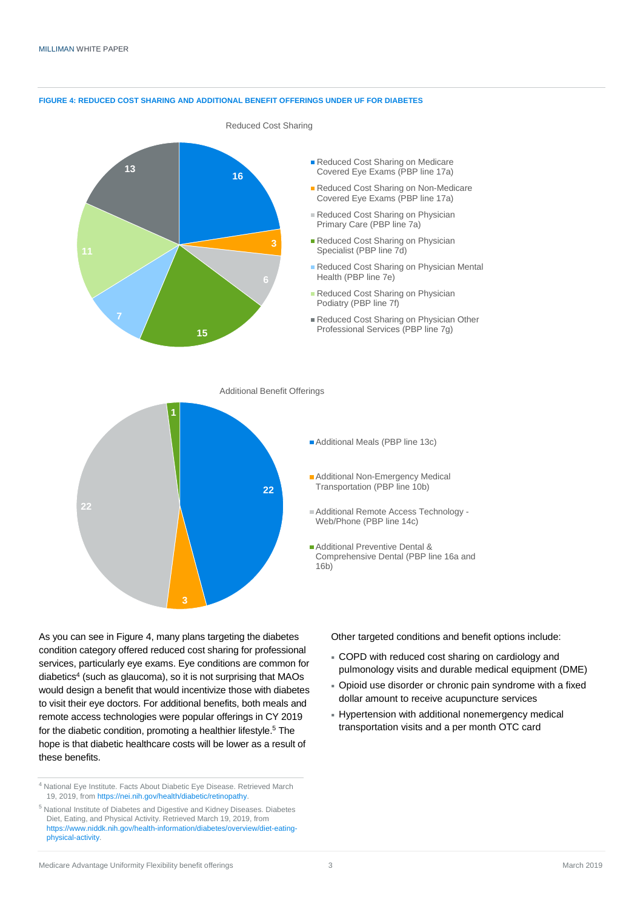**FIGURE 4: REDUCED COST SHARING AND ADDITIONAL BENEFIT OFFERINGS UNDER UF FOR DIABETES**

Reduced Cost Sharing

| Category | Count |
| --- | --- |
| Reduced Cost Sharing on Medicare Covered Eye Exams (PBP line 17a) | 16 |
| Reduced Cost Sharing on Non-Medicare Covered Eye Exams (PBP line 17a) | 3 |
| Reduced Cost Sharing on Physician Primary Care (PBP line 7a) | 6 |
| Reduced Cost Sharing on Physician Specialist (PBP line 7d) | 15 |
| Reduced Cost Sharing on Physician Mental Health (PBP line 7e) | 7 |
| Reduced Cost Sharing on Physician Podiatry (PBP line 7f) | 11 |
| Reduced Cost Sharing on Physician Other Professional Services (PBP line 7g) | 13 |

Additional Benefit Offerings

| Category | Count |
| --- | --- |
| Additional Meals (PBP line 13c) | 22 |
| Additional Non-Emergency Medical Transportation (PBP line 10b) | 3 |
| Additional Remote Access Technology - Web/Phone (PBP line 14c) | 22 |
| Additional Preventive Dental & Comprehensive Dental (PBP line 16a and 16b) | 1 |

As you can see in Figure 4, many plans targeting the diabetes condition category offered reduced cost sharing for professional services, particularly eye exams. Eye conditions are common for diabetics[4] (such as glaucoma), so it is not surprising that MAOs would design a benefit that would incentivize those with diabetes to visit their eye doctors. For additional benefits, both meals and remote access technologies were popular offerings in CY 2019 for the diabetic condition, promoting a healthier lifestyle.[5] The hope is that diabetic healthcare costs will be lower as a result of these benefits.

Other targeted conditions and benefit options include:

- COPD with reduced cost sharing on cardiology and pulmonology visits and durable medical equipment (DME)
- Opioid use disorder or chronic pain syndrome with a fixed dollar amount to receive acupuncture services
- Hypertension with additional nonemergency medical transportation visits and a per month OTC card

[4] National Eye Institute. Facts About Diabetic Eye Disease. Retrieved March 19, 2019, from https://nei.nih.gov/health/diabetic/retinopathy.

[5] National Institute of Diabetes and Digestive and Kidney Diseases. Diabetes Diet, Eating, and Physical Activity. Retrieved March 19, 2019, from https://www.niddk.nih.gov/health-information/diabetes/overview/diet-eating-physical-activity.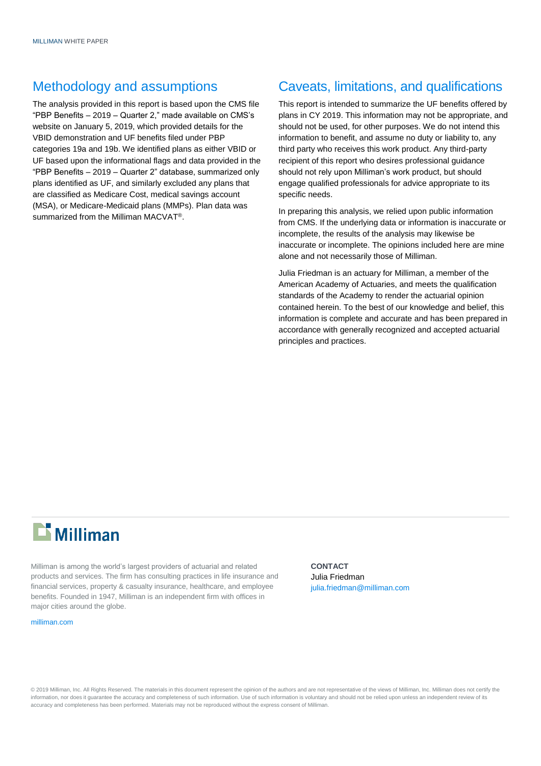## Methodology and assumptions

The analysis provided in this report is based upon the CMS file "PBP Benefits – 2019 – Quarter 2," made available on CMS's website on January 5, 2019, which provided details for the VBID demonstration and UF benefits filed under PBP categories 19a and 19b. We identified plans as either VBID or UF based upon the informational flags and data provided in the "PBP Benefits – 2019 – Quarter 2" database, summarized only plans identified as UF, and similarly excluded any plans that are classified as Medicare Cost, medical savings account (MSA), or Medicare-Medicaid plans (MMPs). Plan data was summarized from the Milliman MACVAT®.

## Caveats, limitations, and qualifications

This report is intended to summarize the UF benefits offered by plans in CY 2019. This information may not be appropriate, and should not be used, for other purposes. We do not intend this information to benefit, and assume no duty or liability to, any third party who receives this work product. Any third-party recipient of this report who desires professional guidance should not rely upon Milliman's work product, but should engage qualified professionals for advice appropriate to its specific needs.

In preparing this analysis, we relied upon public information from CMS. If the underlying data or information is inaccurate or incomplete, the results of the analysis may likewise be inaccurate or incomplete. The opinions included here are mine alone and not necessarily those of Milliman.

Julia Friedman is an actuary for Milliman, a member of the American Academy of Actuaries, and meets the qualification standards of the Academy to render the actuarial opinion contained herein. To the best of our knowledge and belief, this information is complete and accurate and has been prepared in accordance with generally recognized and accepted actuarial principles and practices.

Milliman

Milliman is among the world's largest providers of actuarial and related products and services. The firm has consulting practices in life insurance and financial services, property & casualty insurance, healthcare, and employee benefits. Founded in 1947, Milliman is an independent firm with offices in major cities around the globe.

milliman.com

**CONTACT**
Julia Friedman
julia.friedman@milliman.com

© 2019 Milliman, Inc. All Rights Reserved. The materials in this document represent the opinion of the authors and are not representative of the views of Milliman, Inc. Milliman does not certify the information, nor does it guarantee the accuracy and completeness of such information. Use of such information is voluntary and should not be relied upon unless an independent review of its accuracy and completeness has been performed. Materials may not be reproduced without the express consent of Milliman.